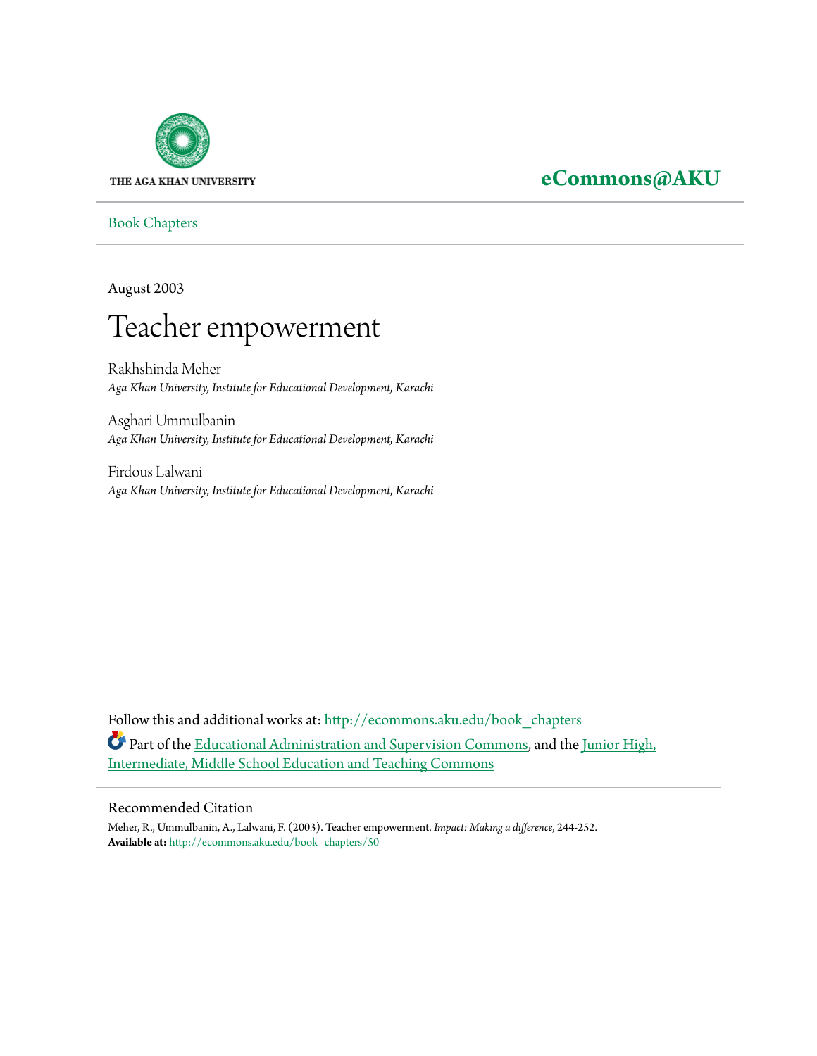THE AGA KHAN UNIVERSITY

**eCommons@AKU**

Book Chapters

August 2003

# Teacher empowerment

Rakhshinda Meher
*Aga Khan University, Institute for Educational Development, Karachi*

Asghari Ummulbanin
*Aga Khan University, Institute for Educational Development, Karachi*

Firdous Lalwani
*Aga Khan University, Institute for Educational Development, Karachi*

Follow this and additional works at: http://ecommons.aku.edu/book_chapters

Part of the Educational Administration and Supervision Commons, and the Junior High, Intermediate, Middle School Education and Teaching Commons

## Recommended Citation

Meher, R., Ummulbanin, A., Lalwani, F. (2003). Teacher empowerment. *Impact: Making a difference*, 244-252.
**Available at:** http://ecommons.aku.edu/book_chapters/50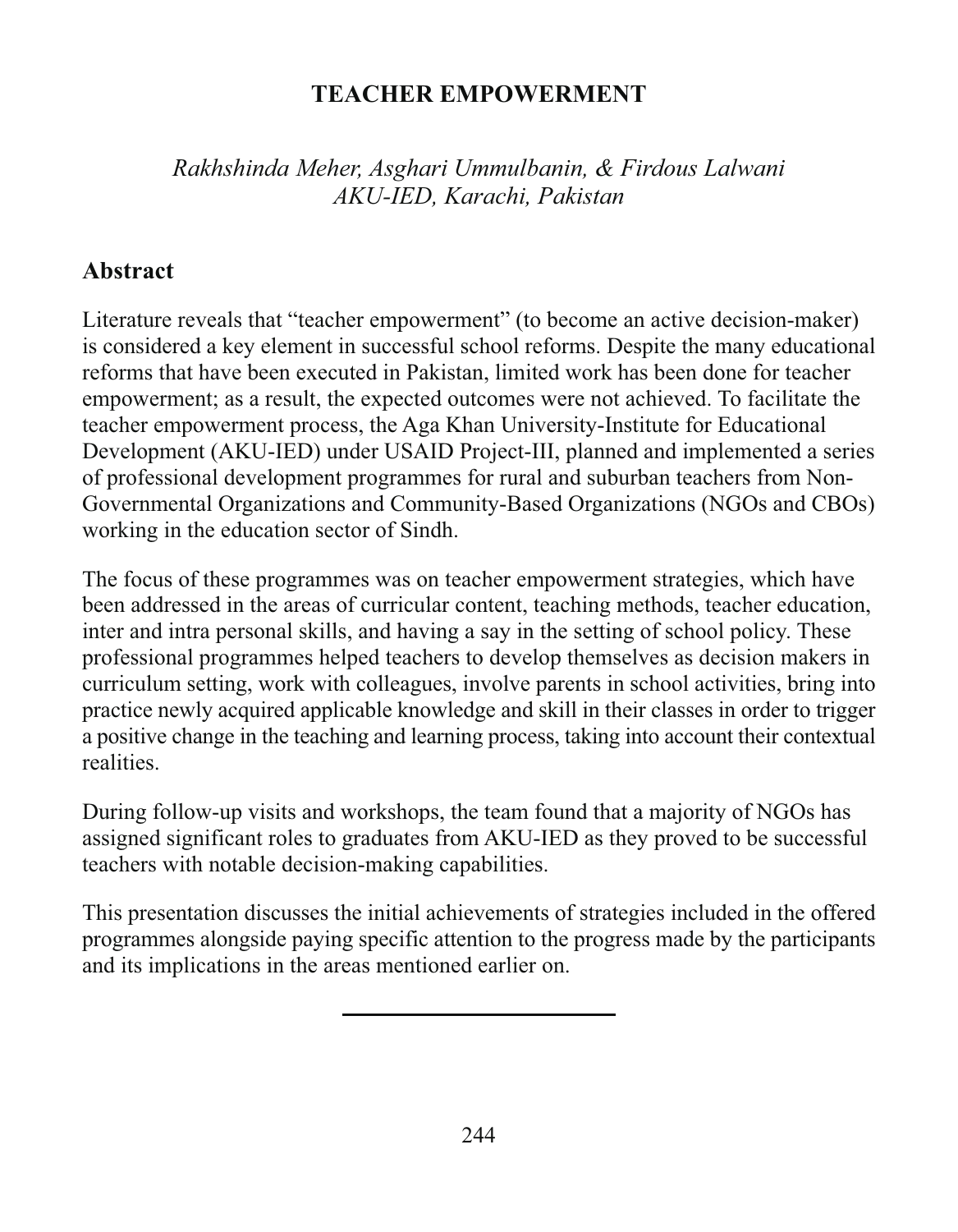# TEACHER EMPOWERMENT

*Rakhshinda Meher, Asghari Ummulbanin, & Firdous Lalwani*
*AKU-IED, Karachi, Pakistan*

## Abstract

Literature reveals that "teacher empowerment" (to become an active decision-maker) is considered a key element in successful school reforms. Despite the many educational reforms that have been executed in Pakistan, limited work has been done for teacher empowerment; as a result, the expected outcomes were not achieved. To facilitate the teacher empowerment process, the Aga Khan University-Institute for Educational Development (AKU-IED) under USAID Project-III, planned and implemented a series of professional development programmes for rural and suburban teachers from Non-Governmental Organizations and Community-Based Organizations (NGOs and CBOs) working in the education sector of Sindh.

The focus of these programmes was on teacher empowerment strategies, which have been addressed in the areas of curricular content, teaching methods, teacher education, inter and intra personal skills, and having a say in the setting of school policy. These professional programmes helped teachers to develop themselves as decision makers in curriculum setting, work with colleagues, involve parents in school activities, bring into practice newly acquired applicable knowledge and skill in their classes in order to trigger a positive change in the teaching and learning process, taking into account their contextual realities.

During follow-up visits and workshops, the team found that a majority of NGOs has assigned significant roles to graduates from AKU-IED as they proved to be successful teachers with notable decision-making capabilities.

This presentation discusses the initial achievements of strategies included in the offered programmes alongside paying specific attention to the progress made by the participants and its implications in the areas mentioned earlier on.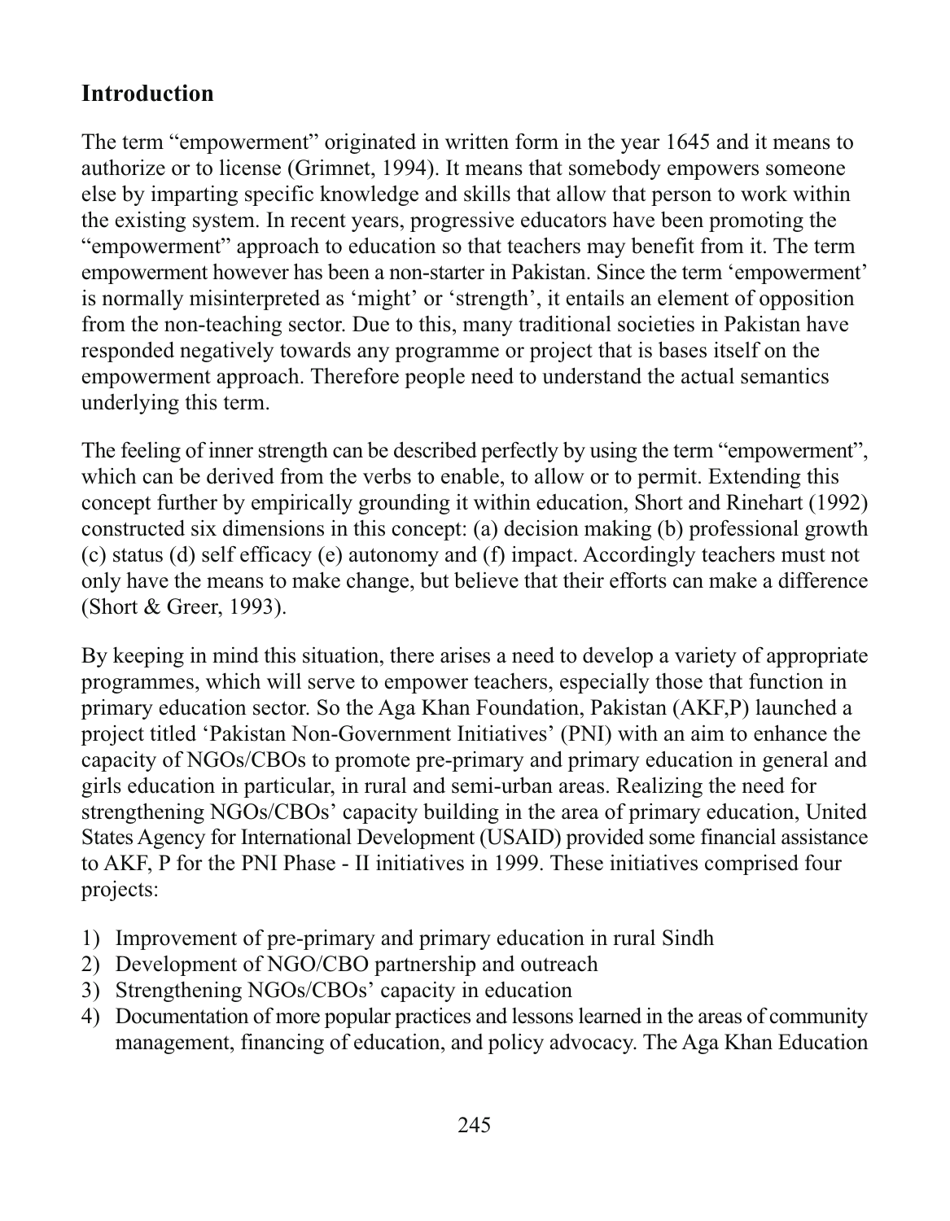## Introduction

The term "empowerment" originated in written form in the year 1645 and it means to authorize or to license (Grimnet, 1994). It means that somebody empowers someone else by imparting specific knowledge and skills that allow that person to work within the existing system. In recent years, progressive educators have been promoting the "empowerment" approach to education so that teachers may benefit from it. The term empowerment however has been a non-starter in Pakistan. Since the term 'empowerment' is normally misinterpreted as 'might' or 'strength', it entails an element of opposition from the non-teaching sector. Due to this, many traditional societies in Pakistan have responded negatively towards any programme or project that is bases itself on the empowerment approach. Therefore people need to understand the actual semantics underlying this term.

The feeling of inner strength can be described perfectly by using the term "empowerment", which can be derived from the verbs to enable, to allow or to permit. Extending this concept further by empirically grounding it within education, Short and Rinehart (1992) constructed six dimensions in this concept: (a) decision making (b) professional growth (c) status (d) self efficacy (e) autonomy and (f) impact. Accordingly teachers must not only have the means to make change, but believe that their efforts can make a difference (Short & Greer, 1993).

By keeping in mind this situation, there arises a need to develop a variety of appropriate programmes, which will serve to empower teachers, especially those that function in primary education sector. So the Aga Khan Foundation, Pakistan (AKF,P) launched a project titled 'Pakistan Non-Government Initiatives' (PNI) with an aim to enhance the capacity of NGOs/CBOs to promote pre-primary and primary education in general and girls education in particular, in rural and semi-urban areas. Realizing the need for strengthening NGOs/CBOs' capacity building in the area of primary education, United States Agency for International Development (USAID) provided some financial assistance to AKF, P for the PNI Phase - II initiatives in 1999. These initiatives comprised four projects:

1) Improvement of pre-primary and primary education in rural Sindh
2) Development of NGO/CBO partnership and outreach
3) Strengthening NGOs/CBOs' capacity in education
4) Documentation of more popular practices and lessons learned in the areas of community management, financing of education, and policy advocacy. The Aga Khan Education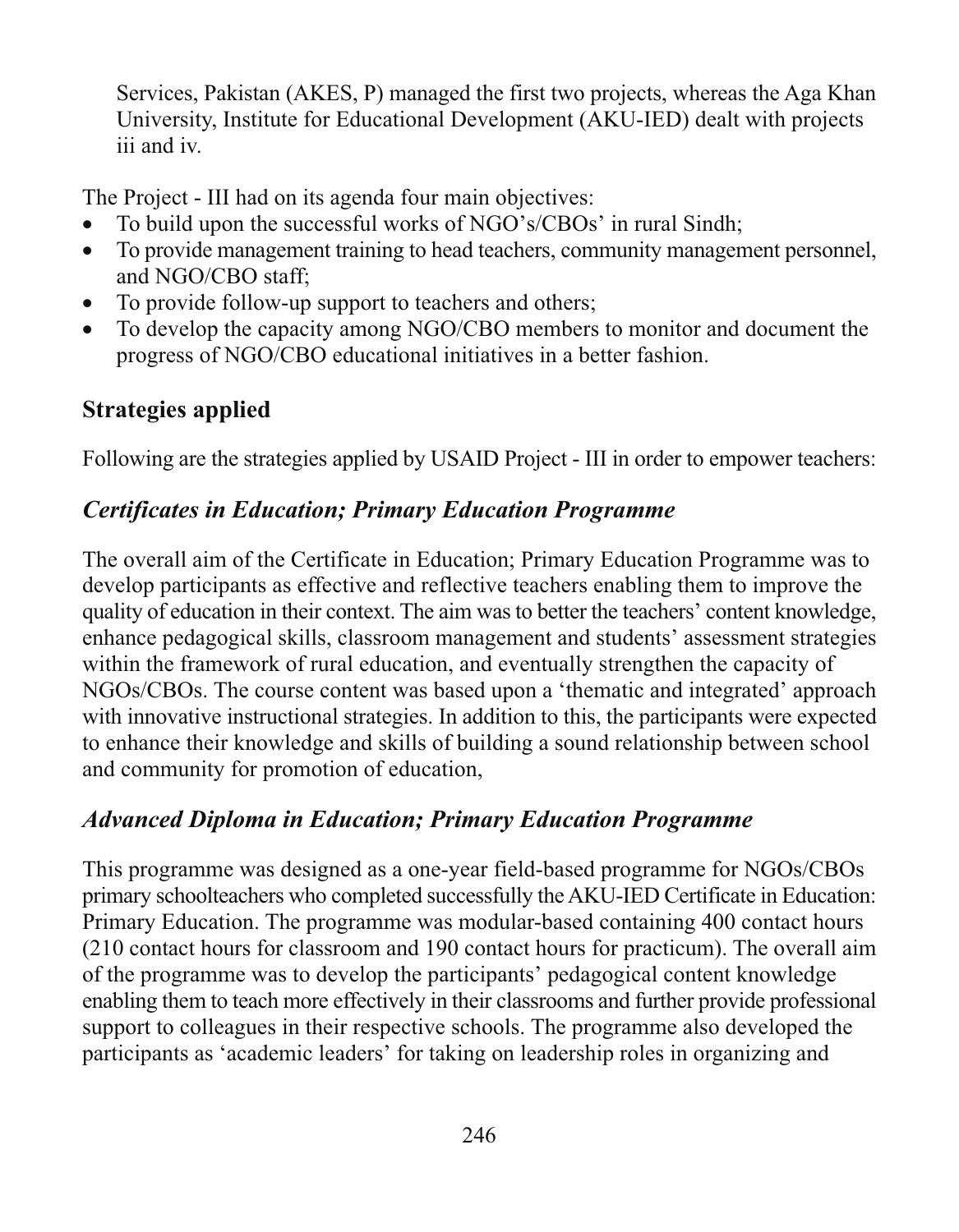Services, Pakistan (AKES, P) managed the first two projects, whereas the Aga Khan University, Institute for Educational Development (AKU-IED) dealt with projects iii and iv.

The Project - III had on its agenda four main objectives:

- To build upon the successful works of NGO's/CBOs' in rural Sindh;
- To provide management training to head teachers, community management personnel, and NGO/CBO staff;
- To provide follow-up support to teachers and others;
- To develop the capacity among NGO/CBO members to monitor and document the progress of NGO/CBO educational initiatives in a better fashion.

## Strategies applied

Following are the strategies applied by USAID Project - III in order to empower teachers:

### *Certificates in Education; Primary Education Programme*

The overall aim of the Certificate in Education; Primary Education Programme was to develop participants as effective and reflective teachers enabling them to improve the quality of education in their context. The aim was to better the teachers' content knowledge, enhance pedagogical skills, classroom management and students' assessment strategies within the framework of rural education, and eventually strengthen the capacity of NGOs/CBOs. The course content was based upon a 'thematic and integrated' approach with innovative instructional strategies. In addition to this, the participants were expected to enhance their knowledge and skills of building a sound relationship between school and community for promotion of education,

### *Advanced Diploma in Education; Primary Education Programme*

This programme was designed as a one-year field-based programme for NGOs/CBOs primary schoolteachers who completed successfully the AKU-IED Certificate in Education: Primary Education. The programme was modular-based containing 400 contact hours (210 contact hours for classroom and 190 contact hours for practicum). The overall aim of the programme was to develop the participants' pedagogical content knowledge enabling them to teach more effectively in their classrooms and further provide professional support to colleagues in their respective schools. The programme also developed the participants as 'academic leaders' for taking on leadership roles in organizing and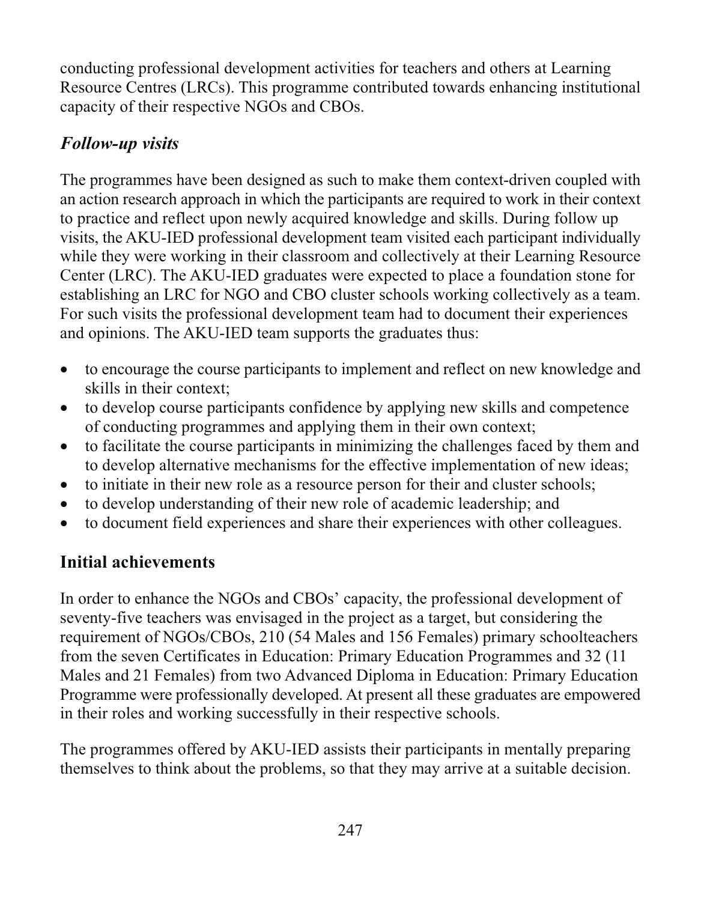conducting professional development activities for teachers and others at Learning Resource Centres (LRCs). This programme contributed towards enhancing institutional capacity of their respective NGOs and CBOs.

### *Follow-up visits*

The programmes have been designed as such to make them context-driven coupled with an action research approach in which the participants are required to work in their context to practice and reflect upon newly acquired knowledge and skills. During follow up visits, the AKU-IED professional development team visited each participant individually while they were working in their classroom and collectively at their Learning Resource Center (LRC). The AKU-IED graduates were expected to place a foundation stone for establishing an LRC for NGO and CBO cluster schools working collectively as a team. For such visits the professional development team had to document their experiences and opinions. The AKU-IED team supports the graduates thus:

- to encourage the course participants to implement and reflect on new knowledge and skills in their context;
- to develop course participants confidence by applying new skills and competence of conducting programmes and applying them in their own context;
- to facilitate the course participants in minimizing the challenges faced by them and to develop alternative mechanisms for the effective implementation of new ideas;
- to initiate in their new role as a resource person for their and cluster schools;
- to develop understanding of their new role of academic leadership; and
- to document field experiences and share their experiences with other colleagues.

## Initial achievements

In order to enhance the NGOs and CBOs' capacity, the professional development of seventy-five teachers was envisaged in the project as a target, but considering the requirement of NGOs/CBOs, 210 (54 Males and 156 Females) primary schoolteachers from the seven Certificates in Education: Primary Education Programmes and 32 (11 Males and 21 Females) from two Advanced Diploma in Education: Primary Education Programme were professionally developed. At present all these graduates are empowered in their roles and working successfully in their respective schools.

The programmes offered by AKU-IED assists their participants in mentally preparing themselves to think about the problems, so that they may arrive at a suitable decision.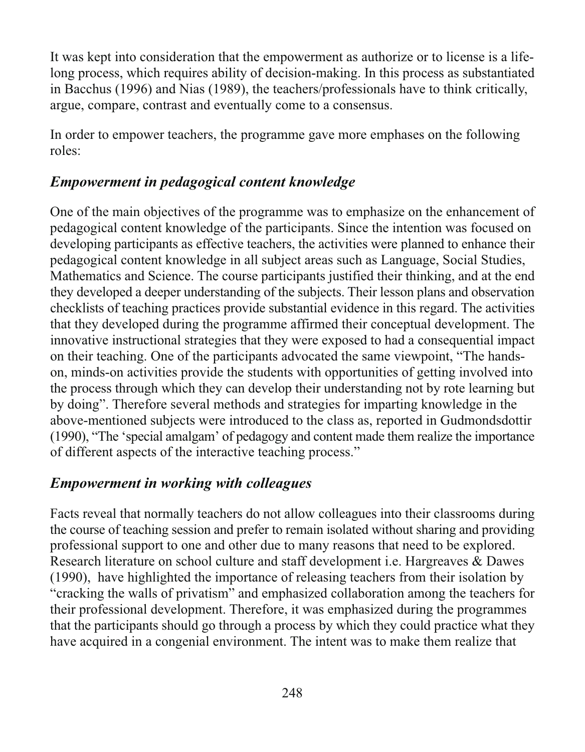It was kept into consideration that the empowerment as authorize or to license is a life-long process, which requires ability of decision-making. In this process as substantiated in Bacchus (1996) and Nias (1989), the teachers/professionals have to think critically, argue, compare, contrast and eventually come to a consensus.

In order to empower teachers, the programme gave more emphases on the following roles:

### *Empowerment in pedagogical content knowledge*

One of the main objectives of the programme was to emphasize on the enhancement of pedagogical content knowledge of the participants. Since the intention was focused on developing participants as effective teachers, the activities were planned to enhance their pedagogical content knowledge in all subject areas such as Language, Social Studies, Mathematics and Science. The course participants justified their thinking, and at the end they developed a deeper understanding of the subjects. Their lesson plans and observation checklists of teaching practices provide substantial evidence in this regard. The activities that they developed during the programme affirmed their conceptual development. The innovative instructional strategies that they were exposed to had a consequential impact on their teaching. One of the participants advocated the same viewpoint, "The hands-on, minds-on activities provide the students with opportunities of getting involved into the process through which they can develop their understanding not by rote learning but by doing". Therefore several methods and strategies for imparting knowledge in the above-mentioned subjects were introduced to the class as, reported in Gudmondsdottir (1990), "The 'special amalgam' of pedagogy and content made them realize the importance of different aspects of the interactive teaching process."

### *Empowerment in working with colleagues*

Facts reveal that normally teachers do not allow colleagues into their classrooms during the course of teaching session and prefer to remain isolated without sharing and providing professional support to one and other due to many reasons that need to be explored. Research literature on school culture and staff development i.e. Hargreaves & Dawes (1990), have highlighted the importance of releasing teachers from their isolation by "cracking the walls of privatism" and emphasized collaboration among the teachers for their professional development. Therefore, it was emphasized during the programmes that the participants should go through a process by which they could practice what they have acquired in a congenial environment. The intent was to make them realize that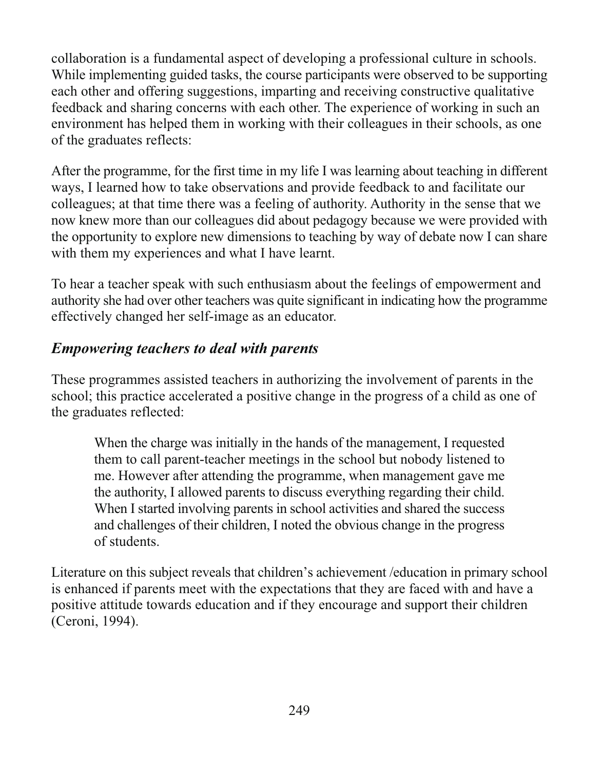collaboration is a fundamental aspect of developing a professional culture in schools. While implementing guided tasks, the course participants were observed to be supporting each other and offering suggestions, imparting and receiving constructive qualitative feedback and sharing concerns with each other. The experience of working in such an environment has helped them in working with their colleagues in their schools, as one of the graduates reflects:

After the programme, for the first time in my life I was learning about teaching in different ways, I learned how to take observations and provide feedback to and facilitate our colleagues; at that time there was a feeling of authority. Authority in the sense that we now knew more than our colleagues did about pedagogy because we were provided with the opportunity to explore new dimensions to teaching by way of debate now I can share with them my experiences and what I have learnt.

To hear a teacher speak with such enthusiasm about the feelings of empowerment and authority she had over other teachers was quite significant in indicating how the programme effectively changed her self-image as an educator.

### *Empowering teachers to deal with parents*

These programmes assisted teachers in authorizing the involvement of parents in the school; this practice accelerated a positive change in the progress of a child as one of the graduates reflected:

> When the charge was initially in the hands of the management, I requested them to call parent-teacher meetings in the school but nobody listened to me. However after attending the programme, when management gave me the authority, I allowed parents to discuss everything regarding their child. When I started involving parents in school activities and shared the success and challenges of their children, I noted the obvious change in the progress of students.

Literature on this subject reveals that children's achievement /education in primary school is enhanced if parents meet with the expectations that they are faced with and have a positive attitude towards education and if they encourage and support their children (Ceroni, 1994).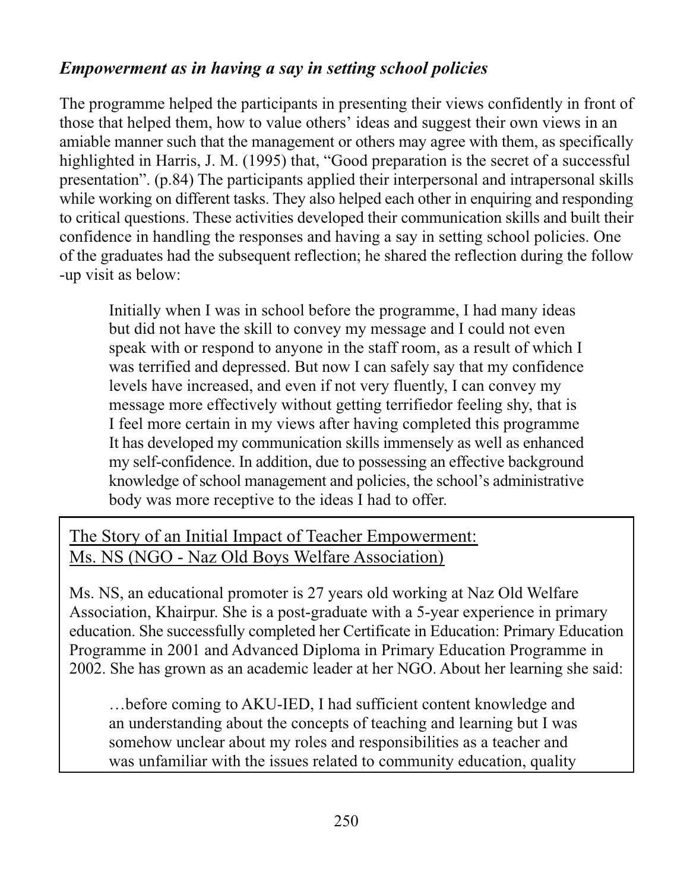### *Empowerment as in having a say in setting school policies*

The programme helped the participants in presenting their views confidently in front of those that helped them, how to value others' ideas and suggest their own views in an amiable manner such that the management or others may agree with them, as specifically highlighted in Harris, J. M. (1995) that, "Good preparation is the secret of a successful presentation". (p.84) The participants applied their interpersonal and intrapersonal skills while working on different tasks. They also helped each other in enquiring and responding to critical questions. These activities developed their communication skills and built their confidence in handling the responses and having a say in setting school policies. One of the graduates had the subsequent reflection; he shared the reflection during the follow -up visit as below:

> Initially when I was in school before the programme, I had many ideas but did not have the skill to convey my message and I could not even speak with or respond to anyone in the staff room, as a result of which I was terrified and depressed. But now I can safely say that my confidence levels have increased, and even if not very fluently, I can convey my message more effectively without getting terrifiedor feeling shy, that is I feel more certain in my views after having completed this programme It has developed my communication skills immensely as well as enhanced my self-confidence. In addition, due to possessing an effective background knowledge of school management and policies, the school's administrative body was more receptive to the ideas I had to offer.

<u>The Story of an Initial Impact of Teacher Empowerment:</u>
<u>Ms. NS (NGO - Naz Old Boys Welfare Association)</u>

Ms. NS, an educational promoter is 27 years old working at Naz Old Welfare Association, Khairpur. She is a post-graduate with a 5-year experience in primary education. She successfully completed her Certificate in Education: Primary Education Programme in 2001 and Advanced Diploma in Primary Education Programme in 2002. She has grown as an academic leader at her NGO. About her learning she said:

> …before coming to AKU-IED, I had sufficient content knowledge and an understanding about the concepts of teaching and learning but I was somehow unclear about my roles and responsibilities as a teacher and was unfamiliar with the issues related to community education, quality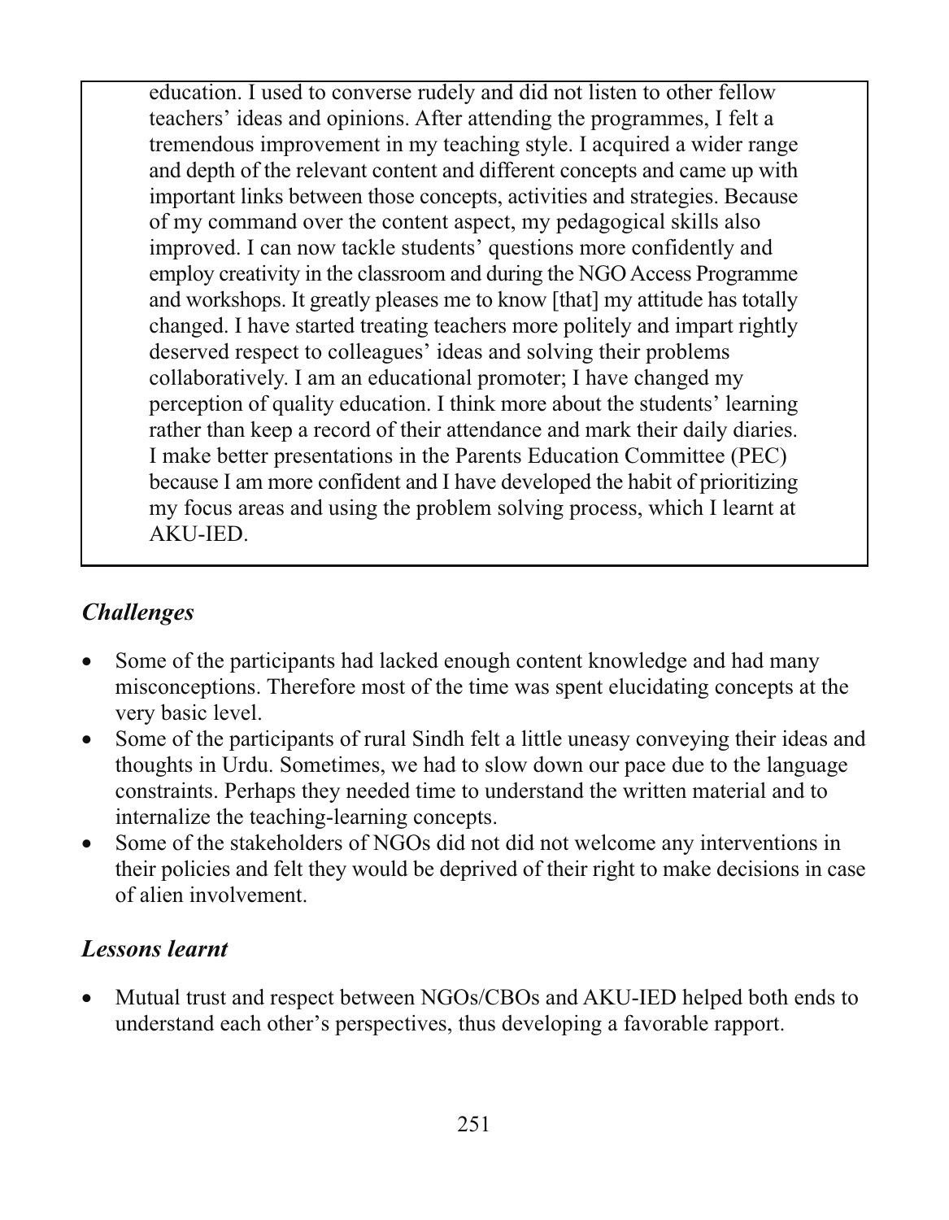education. I used to converse rudely and did not listen to other fellow teachers' ideas and opinions. After attending the programmes, I felt a tremendous improvement in my teaching style. I acquired a wider range and depth of the relevant content and different concepts and came up with important links between those concepts, activities and strategies. Because of my command over the content aspect, my pedagogical skills also improved. I can now tackle students' questions more confidently and employ creativity in the classroom and during the NGO Access Programme and workshops. It greatly pleases me to know [that] my attitude has totally changed. I have started treating teachers more politely and impart rightly deserved respect to colleagues' ideas and solving their problems collaboratively. I am an educational promoter; I have changed my perception of quality education. I think more about the students' learning rather than keep a record of their attendance and mark their daily diaries. I make better presentations in the Parents Education Committee (PEC) because I am more confident and I have developed the habit of prioritizing my focus areas and using the problem solving process, which I learnt at AKU-IED.

### *Challenges*

- Some of the participants had lacked enough content knowledge and had many misconceptions. Therefore most of the time was spent elucidating concepts at the very basic level.
- Some of the participants of rural Sindh felt a little uneasy conveying their ideas and thoughts in Urdu. Sometimes, we had to slow down our pace due to the language constraints. Perhaps they needed time to understand the written material and to internalize the teaching-learning concepts.
- Some of the stakeholders of NGOs did not did not welcome any interventions in their policies and felt they would be deprived of their right to make decisions in case of alien involvement.

### *Lessons learnt*

- Mutual trust and respect between NGOs/CBOs and AKU-IED helped both ends to understand each other's perspectives, thus developing a favorable rapport.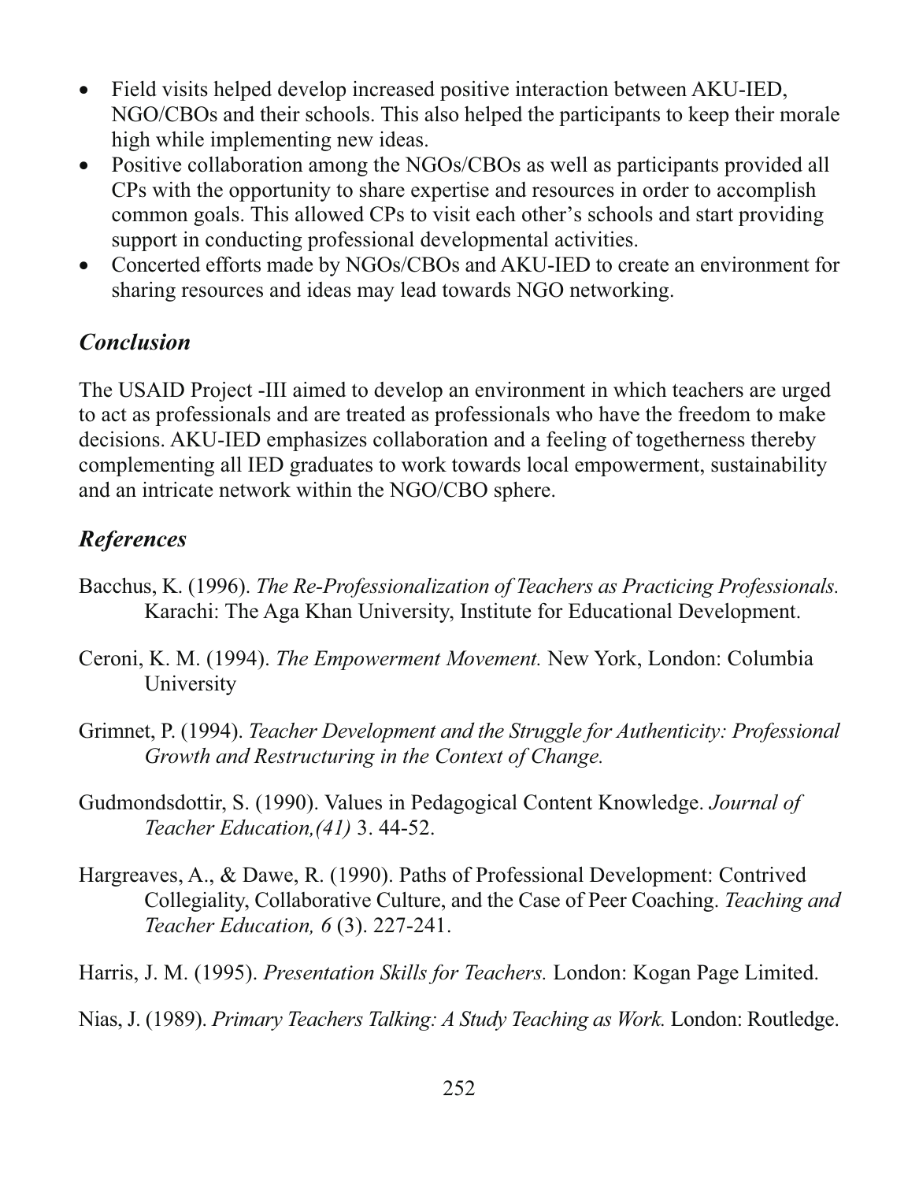- Field visits helped develop increased positive interaction between AKU-IED, NGO/CBOs and their schools. This also helped the participants to keep their morale high while implementing new ideas.
- Positive collaboration among the NGOs/CBOs as well as participants provided all CPs with the opportunity to share expertise and resources in order to accomplish common goals. This allowed CPs to visit each other's schools and start providing support in conducting professional developmental activities.
- Concerted efforts made by NGOs/CBOs and AKU-IED to create an environment for sharing resources and ideas may lead towards NGO networking.

## *Conclusion*

The USAID Project -III aimed to develop an environment in which teachers are urged to act as professionals and are treated as professionals who have the freedom to make decisions. AKU-IED emphasizes collaboration and a feeling of togetherness thereby complementing all IED graduates to work towards local empowerment, sustainability and an intricate network within the NGO/CBO sphere.

## *References*

Bacchus, K. (1996). *The Re-Professionalization of Teachers as Practicing Professionals.* Karachi: The Aga Khan University, Institute for Educational Development.

Ceroni, K. M. (1994). *The Empowerment Movement.* New York, London: Columbia University

Grimnet, P. (1994). *Teacher Development and the Struggle for Authenticity: Professional Growth and Restructuring in the Context of Change.*

Gudmondsdottir, S. (1990). Values in Pedagogical Content Knowledge. *Journal of Teacher Education,(41)* 3. 44-52.

Hargreaves, A., & Dawe, R. (1990). Paths of Professional Development: Contrived Collegiality, Collaborative Culture, and the Case of Peer Coaching. *Teaching and Teacher Education, 6* (3). 227-241.

Harris, J. M. (1995). *Presentation Skills for Teachers.* London: Kogan Page Limited.

Nias, J. (1989). *Primary Teachers Talking: A Study Teaching as Work.* London: Routledge.